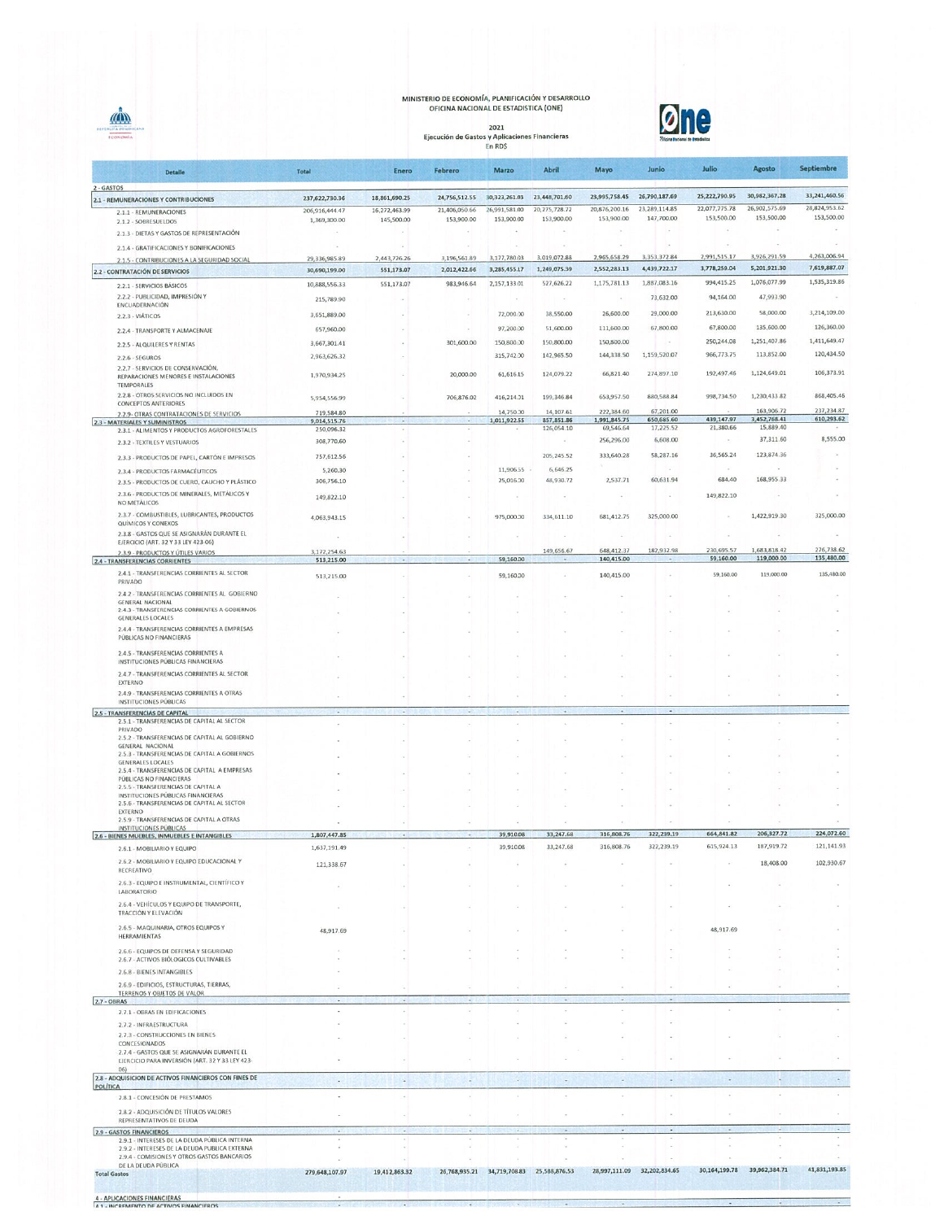# MINISTERIO DE ECONOMÍA, PLANIFICACIÓN Y DESARROLLO
## OFICINA NACIONAL DE ESTADISTICA (ONE)

**2021**
**Ejecución de Gastos y Aplicaciones Financieras**
En RD$

| Detalle | Total | Enero | Febrero | Marzo | Abril | Mayo | Junio | Julio | Agosto | Septiembre |
|---|---|---|---|---|---|---|---|---|---|---|
| **2 - GASTOS** | | | | | | | | | | |
| **2.1 - REMUNERACIONES Y CONTRIBUCIONES** | 237,622,730.36 | 18,861,690.25 | 24,756,512.55 | 30,323,261.03 | 23,448,701.60 | 25,995,758.45 | 26,790,187.69 | 25,222,790.95 | 30,982,367.28 | 33,241,460.56 |
| 2.1.1 - REMUNERACIONES | 206,916,444.47 | 16,272,463.99 | 21,406,050.66 | 26,991,581.00 | 20,275,728.72 | 20,876,200.16 | 23,289,114.85 | 22,077,775.78 | 26,902,575.69 | 28,824,953.62 |
| 2.1.2 - SOBRESUELDOS | 1,369,300.00 | 145,500.00 | 153,900.00 | 153,900.00 | 153,900.00 | 153,900.00 | 147,700.00 | 153,500.00 | 153,500.00 | 153,500.00 |
| 2.1.3 - DIETAS Y GASTOS DE REPRESENTACIÓN | - | - | - | - | - | - | - | - | - | - |
| 2.1.4 - GRATIFICACIONES Y BONIFICACIONES | - | - | - | - | - | - | - | - | - | - |
| 2.1.5 - CONTRIBUCIONES A LA SEGURIDAD SOCIAL | 29,336,985.89 | 2,443,726.26 | 3,196,561.89 | 3,177,780.03 | 3,019,072.88 | 2,965,658.29 | 3,353,372.84 | 2,991,515.17 | 3,926,291.59 | 4,263,006.94 |
| **2.2 - CONTRATACIÓN DE SERVICIOS** | 30,690,199.00 | 551,173.07 | 2,012,422.66 | 3,285,455.17 | 1,249,075.39 | 2,552,283.13 | 4,439,722.17 | 3,778,259.04 | 5,201,921.30 | 7,619,887.07 |
| 2.2.1 - SERVICIOS BÁSICOS | 10,888,556.33 | 551,173.07 | 983,946.64 | 2,157,133.01 | 527,626.22 | 1,175,781.13 | 1,887,083.16 | 994,415.25 | 1,076,077.99 | 1,535,319.86 |
| 2.2.2 - PUBLICIDAD, IMPRESIÓN Y ENCUADERNACIÓN | 215,789.90 | - | - | - | - | - | 73,632.00 | 94,164.00 | 47,993.90 | - |
| 2.2.3 - VIÁTICOS | 3,651,889.00 | - | - | 72,000.00 | 38,550.00 | 26,600.00 | 29,000.00 | 213,630.00 | 58,000.00 | 3,214,109.00 |
| 2.2.4 - TRANSPORTE Y ALMACENAJE | 657,960.00 | - | - | 97,200.00 | 51,600.00 | 111,600.00 | 67,800.00 | 67,800.00 | 135,600.00 | 126,360.00 |
| 2.2.5 - ALQUILERES Y RENTAS | 3,667,301.41 | - | 301,600.00 | 150,800.00 | 150,800.00 | 150,800.00 | - | 250,244.08 | 1,251,407.86 | 1,411,649.47 |
| 2.2.6 - SEGUROS | 2,963,626.32 | - | - | 315,742.30 | 142,965.50 | 144,338.50 | 1,159,520.07 | 966,773.25 | 113,852.00 | 120,434.50 |
| 2.2.7 - SERVICIOS DE CONSERVACIÓN, REPARACIONES MENORES E INSTALACIONES TEMPORALES | 1,970,934.25 | - | 20,000.00 | 61,616.15 | 124,079.22 | 66,821.40 | 274,897.10 | 192,497.46 | 1,124,649.01 | 106,373.91 |
| 2.2.8 - OTROS SERVICIOS NO INCLUIDOS EN CONCEPTOS ANTERIORES | 5,954,556.99 | - | 706,876.02 | 416,214.31 | 199,346.84 | 653,957.50 | 880,588.84 | 998,734.50 | 1,230,433.82 | 868,405.46 |
| 2.2.9 - OTRAS CONTRATACIONES DE SERVICIOS | 719,584.80 | - | - | 14,750.30 | 14,107.61 | 222,384.60 | 67,201.00 | - | 163,906.72 | 237,234.87 |
| **2.3 - MATERIALES Y SUMINISTROS** | 9,014,515.76 | - | - | 1,011,922.55 | 857,851.86 | 1,991,845.75 | 650,685.60 | 439,147.97 | 3,452,768.41 | 610,293.62 |
| 2.3.1 - ALIMENTOS Y PRODUCTOS AGROFORESTALES | 250,096.32 | - | - | - | 126,054.10 | 69,546.64 | 17,225.52 | 21,380.66 | 15,889.40 | - |
| 2.3.2 - TEXTILES Y VESTUARIOS | 308,770.60 | - | - | - | - | 256,296.00 | 6,608.00 | - | 37,311.60 | 8,555.00 |
| 2.3.3 - PRODUCTOS DE PAPEL, CARTÓN E IMPRESOS | 757,612.56 | - | - | - | 205,245.52 | 333,640.28 | 58,287.16 | 36,565.24 | 123,874.36 | - |
| 2.3.4 - PRODUCTOS FARMACÉUTICOS | 5,260.30 | - | - | 11,906.55 | -6,646.25 | - | - | - | - | - |
| 2.3.5 - PRODUCTOS DE CUERO, CAUCHO Y PLÁSTICO | 306,756.10 | - | - | 25,016.30 | 48,930.72 | 2,537.71 | 60,631.94 | 684.40 | 168,955.33 | - |
| 2.3.6 - PRODUCTOS DE MINERALES, METÁLICOS Y NO METÁLICOS | 149,822.10 | - | - | - | - | - | - | 149,822.10 | - | - |
| 2.3.7 - COMBUSTIBLES, LUBRICANTES, PRODUCTOS QUÍMICOS Y CONEXOS | 4,063,943.15 | - | - | 975,000.00 | 334,611.10 | 681,412.75 | 325,000.00 | - | 1,422,919.30 | 325,000.00 |
| 2.3.8 - GASTOS QUE SE ASIGNARÁN DURANTE EL EJERCICIO (ART. 32 Y 33 LEY 423-06) | - | - | - | - | - | - | - | - | - | - |
| 2.3.9 - PRODUCTOS Y ÚTILES VARIOS | 3,172,254.63 | - | - | - | 149,656.67 | 648,412.37 | 182,932.98 | 230,695.57 | 1,683,818.42 | 276,738.62 |
| **2.4 - TRANSFERENCIAS CORRIENTES** | 513,215.00 | - | - | 59,160.00 | - | 140,415.00 | - | 59,160.00 | 119,000.00 | 135,480.00 |
| 2.4.1 - TRANSFERENCIAS CORRIENTES AL SECTOR PRIVADO | 513,215.00 | - | - | 59,160.00 | - | 140,415.00 | - | 59,160.00 | 119,000.00 | 135,480.00 |
| 2.4.2 - TRANSFERENCIAS CORRIENTES AL GOBIERNO GENERAL NACIONAL | - | - | - | - | - | - | - | - | - | - |
| 2.4.3 - TRANSFERENCIAS CORRIENTES A GOBIERNOS GENERALES LOCALES | - | - | - | - | - | - | - | - | - | - |
| 2.4.4 - TRANSFERENCIAS CORRIENTES A EMPRESAS PÚBLICAS NO FINANCIERAS | - | - | - | - | - | - | - | - | - | - |
| 2.4.5 - TRANSFERENCIAS CORRIENTES A INSTITUCIONES PÚBLICAS FINANCIERAS | - | - | - | - | - | - | - | - | - | - |
| 2.4.7 - TRANSFERENCIAS CORRIENTES AL SECTOR EXTERNO | - | - | - | - | - | - | - | - | - | - |
| 2.4.9 - TRANSFERENCIAS CORRIENTES A OTRAS INSTITUCIONES PÚBLICAS | - | - | - | - | - | - | - | - | - | - |
| **2.5 - TRANSFERENCIAS DE CAPITAL** | - | - | - | - | - | - | - | - | - | - |
| 2.5.1 - TRANSFERENCIAS DE CAPITAL AL SECTOR PRIVADO | - | - | - | - | - | - | - | - | - | - |
| 2.5.2 - TRANSFERENCIAS DE CAPITAL AL GOBIERNO GENERAL NACIONAL | - | - | - | - | - | - | - | - | - | - |
| 2.5.3 - TRANSFERENCIAS DE CAPITAL A GOBIERNOS GENERALES LOCALES | - | - | - | - | - | - | - | - | - | - |
| 2.5.4 - TRANSFERENCIAS DE CAPITAL A EMPRESAS PÚBLICAS NO FINANCIERAS | - | - | - | - | - | - | - | - | - | - |
| 2.5.5 - TRANSFERENCIAS DE CAPITAL A INSTITUCIONES PÚBLICAS FINANCIERAS | - | - | - | - | - | - | - | - | - | - |
| 2.5.6 - TRANSFERENCIAS DE CAPITAL AL SECTOR EXTERNO | - | - | - | - | - | - | - | - | - | - |
| 2.5.9 - TRANSFERENCIAS DE CAPITAL A OTRAS INSTITUCIONES PÚBLICAS | - | - | - | - | - | - | - | - | - | - |
| **2.6 - BIENES MUEBLES, INMUEBLES E INTANGIBLES** | 1,807,447.85 | - | - | 39,910.08 | 33,247.68 | 316,808.76 | 322,239.19 | 664,841.82 | 206,327.72 | 224,072.60 |
| 2.6.1 - MOBILIARIO Y EQUIPO | 1,637,191.49 | - | - | 39,910.08 | 33,247.68 | 316,808.76 | 322,239.19 | 615,924.13 | 187,919.72 | 121,141.93 |
| 2.6.2 - MOBILIARIO Y EQUIPO EDUCACIONAL Y RECREATIVO | 121,338.67 | - | - | - | - | - | - | - | 18,408.00 | 102,930.67 |
| 2.6.3 - EQUIPO E INSTRUMENTAL, CIENTÍFICO Y LABORATORIO | - | - | - | - | - | - | - | - | - | - |
| 2.6.4 - VEHÍCULOS Y EQUIPO DE TRANSPORTE, TRACCIÓN Y ELEVACIÓN | - | - | - | - | - | - | - | - | - | - |
| 2.6.5 - MAQUINARIA, OTROS EQUIPOS Y HERRAMIENTAS | 48,917.69 | - | - | - | - | - | - | 48,917.69 | - | - |
| 2.6.6 - EQUIPOS DE DEFENSA Y SEGURIDAD | - | - | - | - | - | - | - | - | - | - |
| 2.6.7 - ACTIVOS BIÓLOGICOS CULTIVABLES | - | - | - | - | - | - | - | - | - | - |
| 2.6.8 - BIENES INTANGIBLES | - | - | - | - | - | - | - | - | - | - |
| 2.6.9 - EDIFICIOS, ESTRUCTURAS, TIERRAS, TERRENOS Y OBJETOS DE VALOR | - | - | - | - | - | - | - | - | - | - |
| **2.7 - OBRAS** | - | - | - | - | - | - | - | - | - | - |
| 2.7.1 - OBRAS EN EDIFICACIONES | - | - | - | - | - | - | - | - | - | - |
| 2.7.2 - INFRAESTRUCTURA | - | - | - | - | - | - | - | - | - | - |
| 2.7.3 - CONSTRUCCIONES EN BIENES CONCESIONADOS | - | - | - | - | - | - | - | - | - | - |
| 2.7.4 - GASTOS QUE SE ASIGNARÁN DURANTE EL EJERCICIO PARA INVERSIÓN (ART. 32 Y 33 LEY 423-06) | - | - | - | - | - | - | - | - | - | - |
| **2.8 - ADQUISICION DE ACTIVOS FINANCIEROS CON FINES DE POLÍTICA** | - | - | - | - | - | - | - | - | - | - |
| 2.8.1 - CONCESIÓN DE PRESTAMOS | - | - | - | - | - | - | - | - | - | - |
| 2.8.2 - ADQUISICIÓN DE TÍTULOS VALORES REPRESENTATIVOS DE DEUDA | - | - | - | - | - | - | - | - | - | - |
| **2.9 - GASTOS FINANCIEROS** | - | - | - | - | - | - | - | - | - | - |
| 2.9.1 - INTERESES DE LA DEUDA PÚBLICA INTERNA | - | - | - | - | - | - | - | - | - | - |
| 2.9.2 - INTERESES DE LA DEUDA PÚBLICA EXTERNA | - | - | - | - | - | - | - | - | - | - |
| 2.9.4 - COMISIONES Y OTROS GASTOS BANCARIOS DE LA DEUDA PÚBLICA | - | - | - | - | - | - | - | - | - | - |
| **Total Gastos** | 279,648,107.97 | 19,412,863.32 | 26,768,935.21 | 34,719,708.83 | 25,588,876.53 | 28,997,111.09 | 32,202,834.65 | 30,164,199.78 | 39,962,384.71 | 41,831,193.85 |
| **4 - APLICACIONES FINANCIERAS** | - | | | | | | | | | |
| **4.1 - INCREMENTO DE ACTIVOS FINANCIEROS** | - | - | - | - | - | - | - | - | - | - |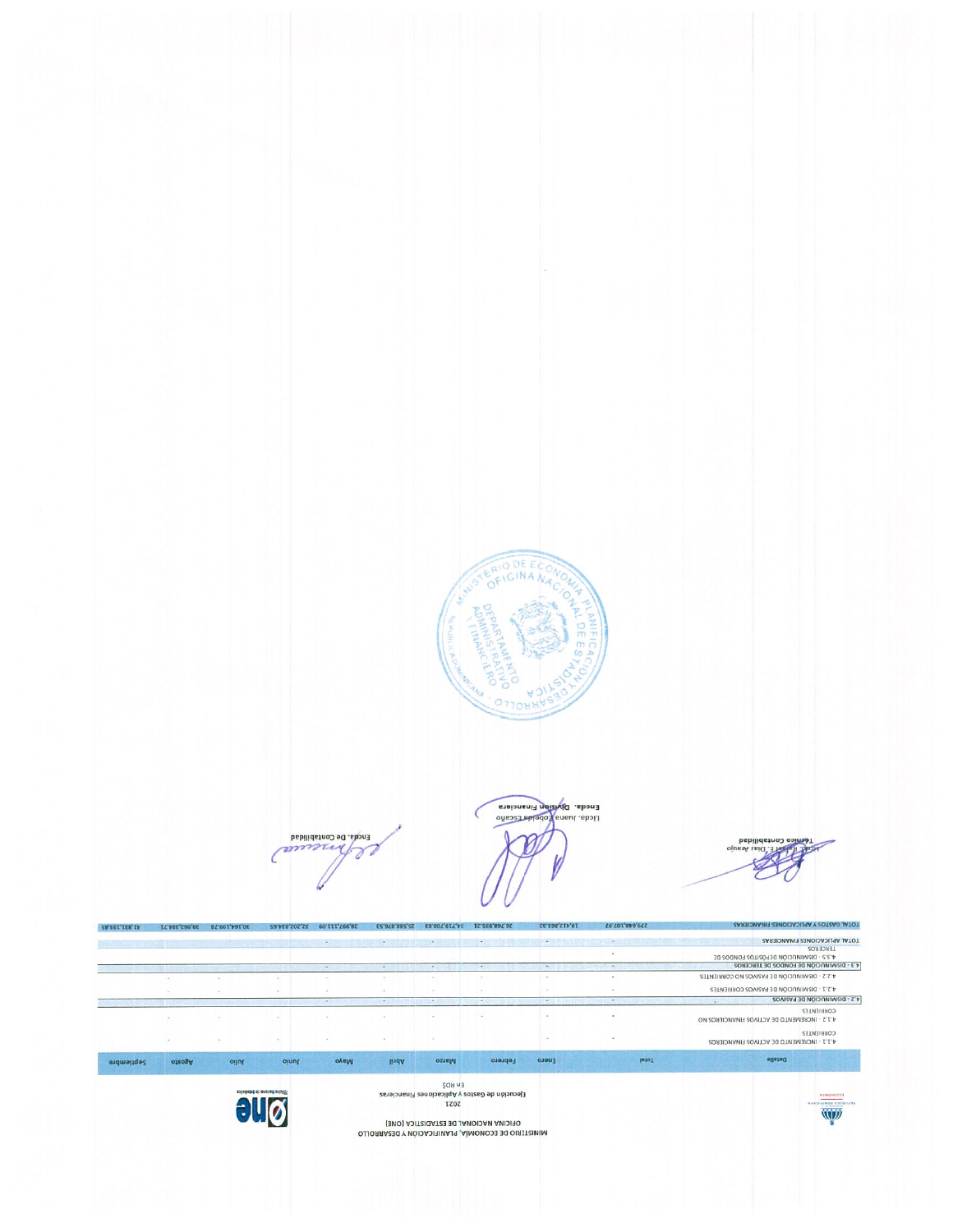MINISTERIO DE ECONOMÍA, PLANIFICACIÓN Y DESARROLLO

OFICINA NACIONAL DE ESTADÍSTICA (ONE)

2021

Ejecución de Gastos y Aplicaciones Financieras

En RD$

| Detalle | Total | Enero | Febrero | Marzo | Abril | Mayo | Junio | Julio | Agosto | Septiembre |
|---|---|---|---|---|---|---|---|---|---|---|
| 4.1.1 - INCREMENTO DE ACTIVOS FINANCIEROS CORRIENTES | - | - | - | - | - | - | - | - | - | - |
| 4.1.2 - INCREMENTO DE ACTIVOS FINANCIEROS NO CORRIENTES | - | - | - | - | - | - | - | - | - | - |
| 4.2 - DISMINUCIÓN DE PASIVOS | - | - | - | - | - | - | - | - | - | - |
| 4.2.1 - DISMINUCIÓN DE PASIVOS CORRIENTES | - | - | - | - | - | - | - | - | - | - |
| 4.2.2 - DISMINUCIÓN DE PASIVOS NO CORRIENTES | - | - | - | - | - | - | - | - | - | - |
| 4.3 - DISMINUCIÓN DE FONDOS DE TERCEROS | - | - | - | - | - | - | - | - | - | - |
| 4.3.5 - DISMINUCIÓN DEPÓSITOS FONDOS DE TERCEROS | - | | | | | | | | | |
| TOTAL APLICACIONES FINANCIERAS | - | - | - | - | - | - | | | | |
| TOTAL GASTOS Y APLICACIONES FINANCIERAS | 279,448,107.97 | 19,412,663.32 | 26,768,935.21 | 34,719,708.83 | 25,588,876.53 | 28,997,111.09 | 32,202,834.65 | 30,164,199.78 | 39,962,384.71 | 41,831,193.85 |

Lic. Rafael E. Díaz Araujo
Técnico Contabilidad

Licda. Juana Cobelda Escaño
Encda. División Financiera

Encda. De Contabilidad

MINISTERIO DE ECONOMÍA, PLANIFICACIÓN Y DESARROLLO
OFICINA NACIONAL DE ESTADÍSTICA
DEPARTAMENTO ADMINISTRATIVO Y FINANCIERO
REPÚBLICA DOMINICANA